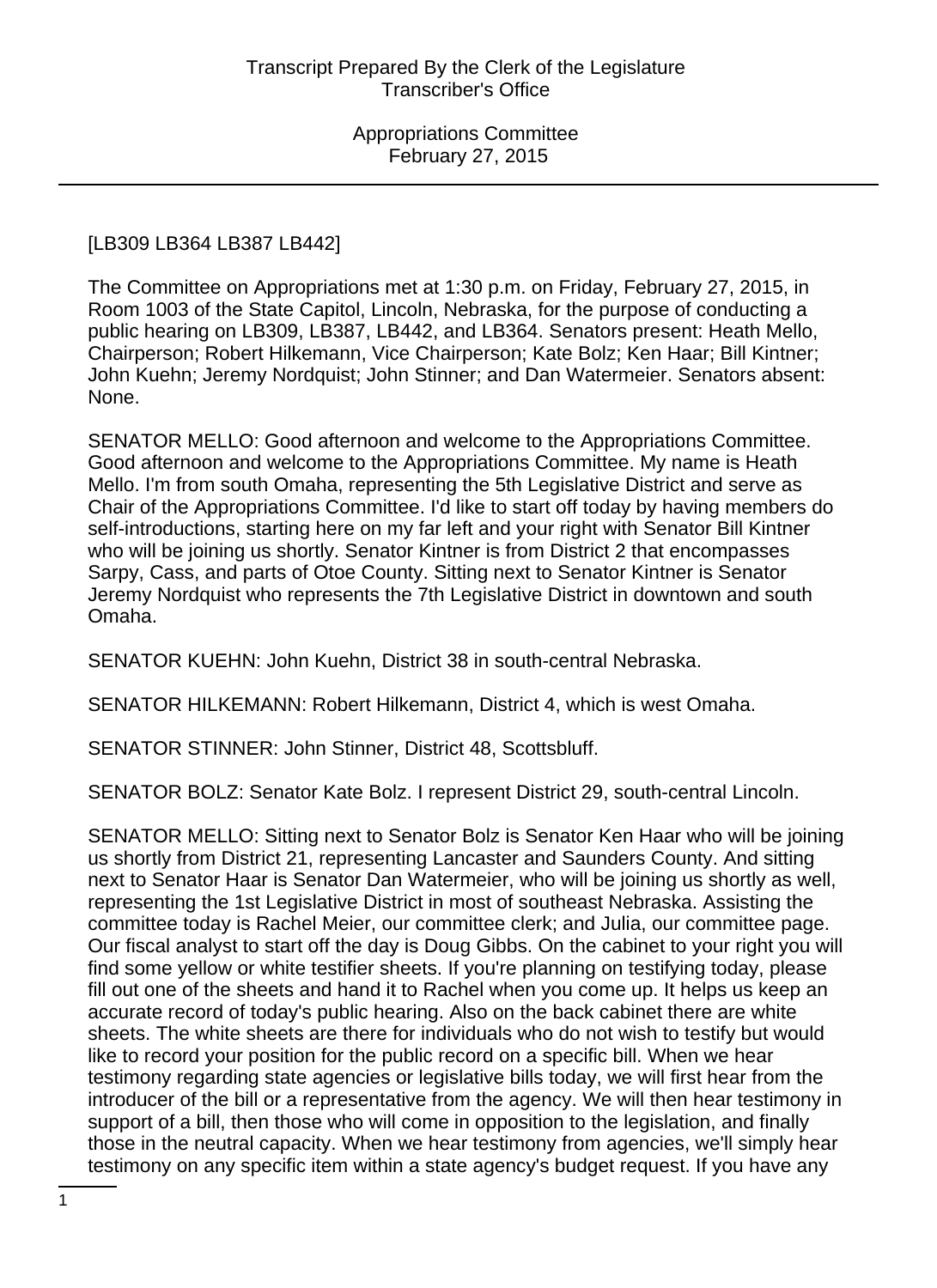[LB309 LB364 LB387 LB442]

The Committee on Appropriations met at 1:30 p.m. on Friday, February 27, 2015, in Room 1003 of the State Capitol, Lincoln, Nebraska, for the purpose of conducting a public hearing on LB309, LB387, LB442, and LB364. Senators present: Heath Mello, Chairperson; Robert Hilkemann, Vice Chairperson; Kate Bolz; Ken Haar; Bill Kintner; John Kuehn; Jeremy Nordquist; John Stinner; and Dan Watermeier. Senators absent: None.

SENATOR MELLO: Good afternoon and welcome to the Appropriations Committee. Good afternoon and welcome to the Appropriations Committee. My name is Heath Mello. I'm from south Omaha, representing the 5th Legislative District and serve as Chair of the Appropriations Committee. I'd like to start off today by having members do self-introductions, starting here on my far left and your right with Senator Bill Kintner who will be joining us shortly. Senator Kintner is from District 2 that encompasses Sarpy, Cass, and parts of Otoe County. Sitting next to Senator Kintner is Senator Jeremy Nordquist who represents the 7th Legislative District in downtown and south Omaha.

SENATOR KUEHN: John Kuehn, District 38 in south-central Nebraska.

SENATOR HILKEMANN: Robert Hilkemann, District 4, which is west Omaha.

SENATOR STINNER: John Stinner, District 48, Scottsbluff.

SENATOR BOLZ: Senator Kate Bolz. I represent District 29, south-central Lincoln.

SENATOR MELLO: Sitting next to Senator Bolz is Senator Ken Haar who will be joining us shortly from District 21, representing Lancaster and Saunders County. And sitting next to Senator Haar is Senator Dan Watermeier, who will be joining us shortly as well, representing the 1st Legislative District in most of southeast Nebraska. Assisting the committee today is Rachel Meier, our committee clerk; and Julia, our committee page. Our fiscal analyst to start off the day is Doug Gibbs. On the cabinet to your right you will find some yellow or white testifier sheets. If you're planning on testifying today, please fill out one of the sheets and hand it to Rachel when you come up. It helps us keep an accurate record of today's public hearing. Also on the back cabinet there are white sheets. The white sheets are there for individuals who do not wish to testify but would like to record your position for the public record on a specific bill. When we hear testimony regarding state agencies or legislative bills today, we will first hear from the introducer of the bill or a representative from the agency. We will then hear testimony in support of a bill, then those who will come in opposition to the legislation, and finally those in the neutral capacity. When we hear testimony from agencies, we'll simply hear testimony on any specific item within a state agency's budget request. If you have any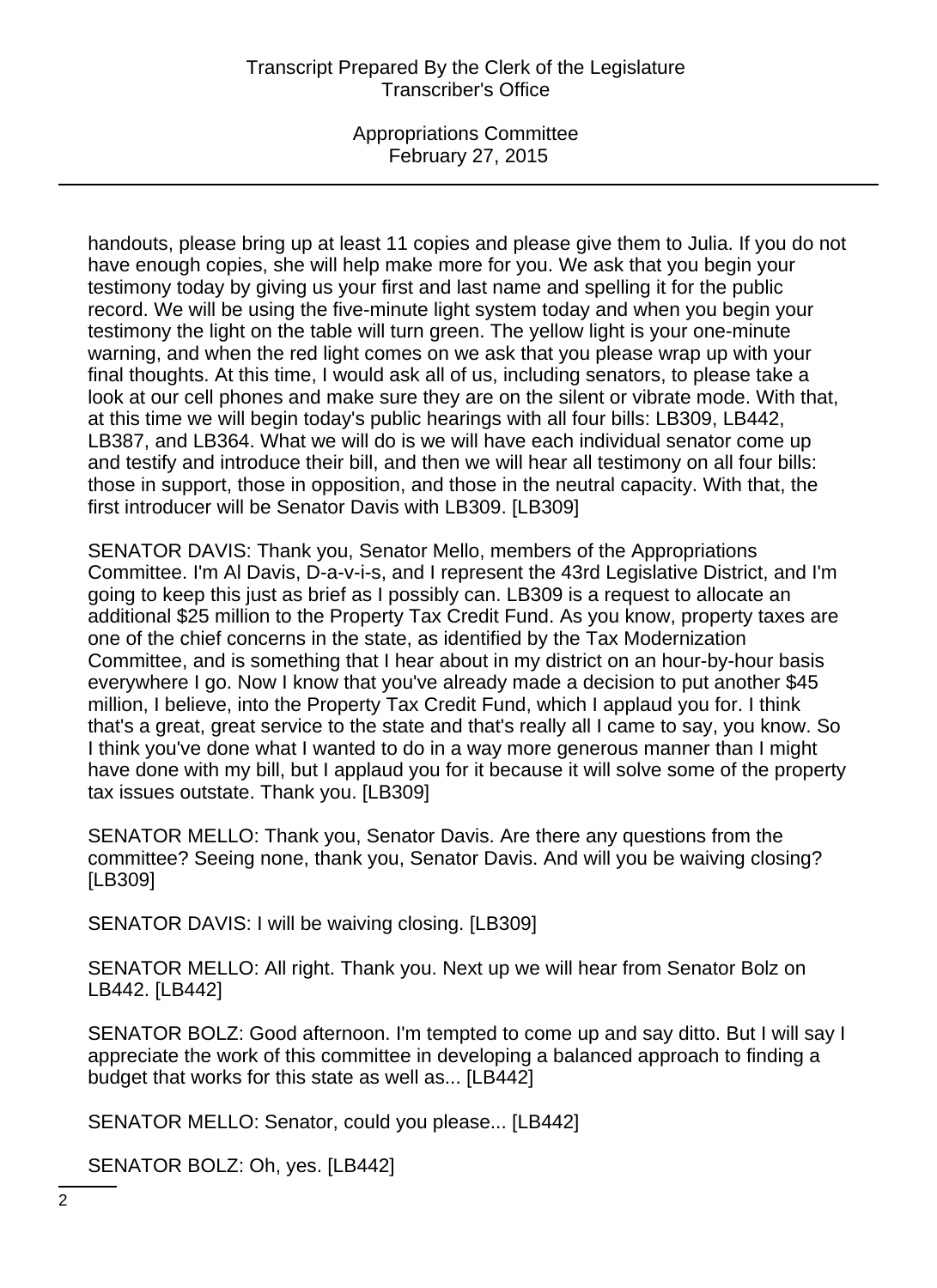handouts, please bring up at least 11 copies and please give them to Julia. If you do not have enough copies, she will help make more for you. We ask that you begin your testimony today by giving us your first and last name and spelling it for the public record. We will be using the five-minute light system today and when you begin your testimony the light on the table will turn green. The yellow light is your one-minute warning, and when the red light comes on we ask that you please wrap up with your final thoughts. At this time, I would ask all of us, including senators, to please take a look at our cell phones and make sure they are on the silent or vibrate mode. With that, at this time we will begin today's public hearings with all four bills: LB309, LB442, LB387, and LB364. What we will do is we will have each individual senator come up and testify and introduce their bill, and then we will hear all testimony on all four bills: those in support, those in opposition, and those in the neutral capacity. With that, the first introducer will be Senator Davis with LB309. [LB309]

SENATOR DAVIS: Thank you, Senator Mello, members of the Appropriations Committee. I'm Al Davis, D-a-v-i-s, and I represent the 43rd Legislative District, and I'm going to keep this just as brief as I possibly can. LB309 is a request to allocate an additional $25 million to the Property Tax Credit Fund. As you know, property taxes are one of the chief concerns in the state, as identified by the Tax Modernization Committee, and is something that I hear about in my district on an hour-by-hour basis everywhere I go. Now I know that you've already made a decision to put another $45 million, I believe, into the Property Tax Credit Fund, which I applaud you for. I think that's a great, great service to the state and that's really all I came to say, you know. So I think you've done what I wanted to do in a way more generous manner than I might have done with my bill, but I applaud you for it because it will solve some of the property tax issues outstate. Thank you. [LB309]

SENATOR MELLO: Thank you, Senator Davis. Are there any questions from the committee? Seeing none, thank you, Senator Davis. And will you be waiving closing? [LB309]

SENATOR DAVIS: I will be waiving closing. [LB309]

SENATOR MELLO: All right. Thank you. Next up we will hear from Senator Bolz on LB442. [LB442]

SENATOR BOLZ: Good afternoon. I'm tempted to come up and say ditto. But I will say I appreciate the work of this committee in developing a balanced approach to finding a budget that works for this state as well as... [LB442]

SENATOR MELLO: Senator, could you please... [LB442]

SENATOR BOLZ: Oh, yes. [LB442]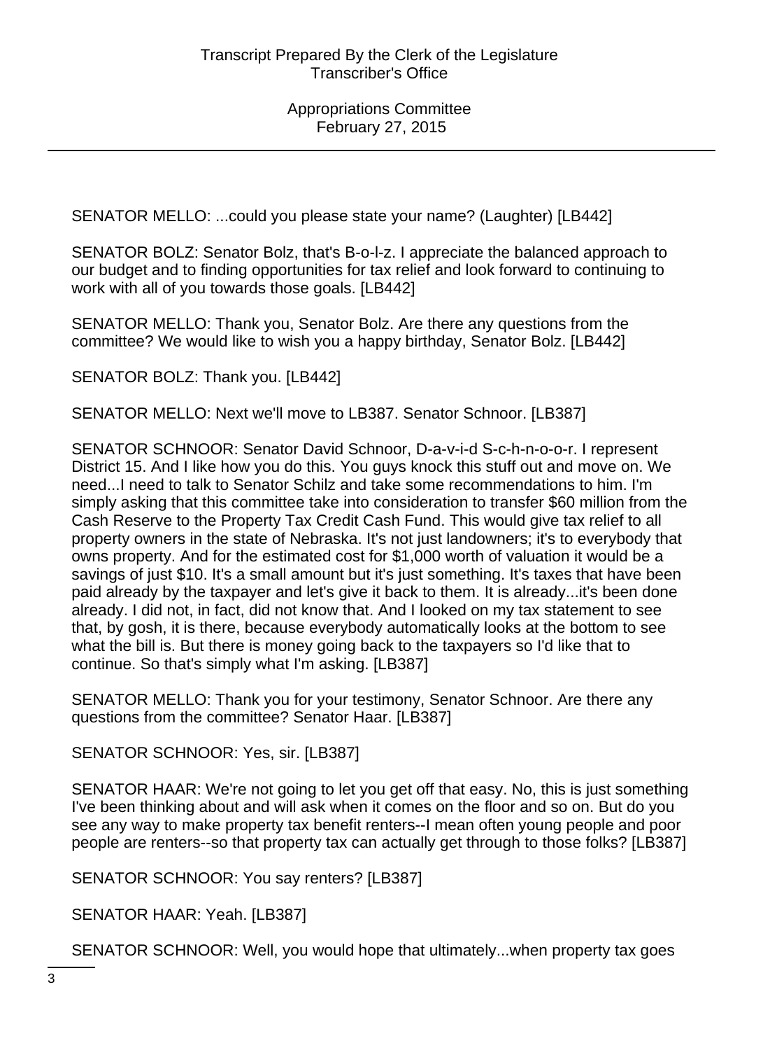SENATOR MELLO: ...could you please state your name? (Laughter) [LB442]

SENATOR BOLZ: Senator Bolz, that's B-o-l-z. I appreciate the balanced approach to our budget and to finding opportunities for tax relief and look forward to continuing to work with all of you towards those goals. [LB442]

SENATOR MELLO: Thank you, Senator Bolz. Are there any questions from the committee? We would like to wish you a happy birthday, Senator Bolz. [LB442]

SENATOR BOLZ: Thank you. [LB442]

SENATOR MELLO: Next we'll move to LB387. Senator Schnoor. [LB387]

SENATOR SCHNOOR: Senator David Schnoor, D-a-v-i-d S-c-h-n-o-o-r. I represent District 15. And I like how you do this. You guys knock this stuff out and move on. We need...I need to talk to Senator Schilz and take some recommendations to him. I'm simply asking that this committee take into consideration to transfer $60 million from the Cash Reserve to the Property Tax Credit Cash Fund. This would give tax relief to all property owners in the state of Nebraska. It's not just landowners; it's to everybody that owns property. And for the estimated cost for $1,000 worth of valuation it would be a savings of just $10. It's a small amount but it's just something. It's taxes that have been paid already by the taxpayer and let's give it back to them. It is already...it's been done already. I did not, in fact, did not know that. And I looked on my tax statement to see that, by gosh, it is there, because everybody automatically looks at the bottom to see what the bill is. But there is money going back to the taxpayers so I'd like that to continue. So that's simply what I'm asking. [LB387]

SENATOR MELLO: Thank you for your testimony, Senator Schnoor. Are there any questions from the committee? Senator Haar. [LB387]

SENATOR SCHNOOR: Yes, sir. [LB387]

SENATOR HAAR: We're not going to let you get off that easy. No, this is just something I've been thinking about and will ask when it comes on the floor and so on. But do you see any way to make property tax benefit renters--I mean often young people and poor people are renters--so that property tax can actually get through to those folks? [LB387]

SENATOR SCHNOOR: You say renters? [LB387]

SENATOR HAAR: Yeah. [LB387]

SENATOR SCHNOOR: Well, you would hope that ultimately...when property tax goes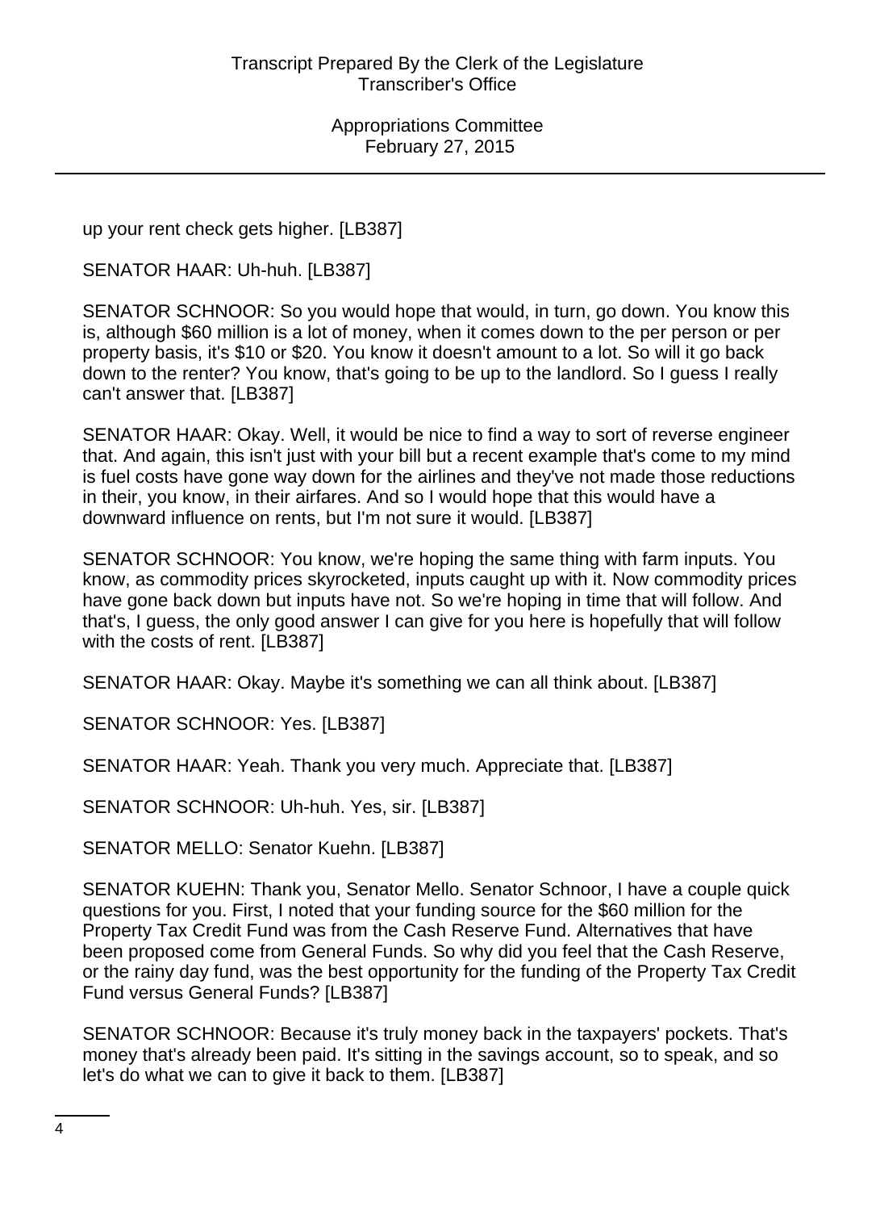up your rent check gets higher. [LB387]

SENATOR HAAR: Uh-huh. [LB387]

SENATOR SCHNOOR: So you would hope that would, in turn, go down. You know this is, although $60 million is a lot of money, when it comes down to the per person or per property basis, it's $10 or $20. You know it doesn't amount to a lot. So will it go back down to the renter? You know, that's going to be up to the landlord. So I guess I really can't answer that. [LB387]

SENATOR HAAR: Okay. Well, it would be nice to find a way to sort of reverse engineer that. And again, this isn't just with your bill but a recent example that's come to my mind is fuel costs have gone way down for the airlines and they've not made those reductions in their, you know, in their airfares. And so I would hope that this would have a downward influence on rents, but I'm not sure it would. [LB387]

SENATOR SCHNOOR: You know, we're hoping the same thing with farm inputs. You know, as commodity prices skyrocketed, inputs caught up with it. Now commodity prices have gone back down but inputs have not. So we're hoping in time that will follow. And that's, I guess, the only good answer I can give for you here is hopefully that will follow with the costs of rent. [LB387]

SENATOR HAAR: Okay. Maybe it's something we can all think about. [LB387]

SENATOR SCHNOOR: Yes. [LB387]

SENATOR HAAR: Yeah. Thank you very much. Appreciate that. [LB387]

SENATOR SCHNOOR: Uh-huh. Yes, sir. [LB387]

SENATOR MELLO: Senator Kuehn. [LB387]

SENATOR KUEHN: Thank you, Senator Mello. Senator Schnoor, I have a couple quick questions for you. First, I noted that your funding source for the $60 million for the Property Tax Credit Fund was from the Cash Reserve Fund. Alternatives that have been proposed come from General Funds. So why did you feel that the Cash Reserve, or the rainy day fund, was the best opportunity for the funding of the Property Tax Credit Fund versus General Funds? [LB387]

SENATOR SCHNOOR: Because it's truly money back in the taxpayers' pockets. That's money that's already been paid. It's sitting in the savings account, so to speak, and so let's do what we can to give it back to them. [LB387]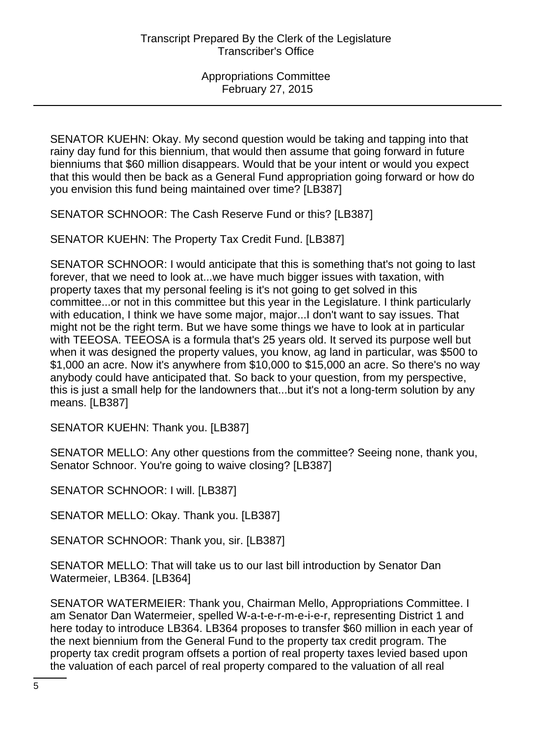SENATOR KUEHN: Okay. My second question would be taking and tapping into that rainy day fund for this biennium, that would then assume that going forward in future bienniums that $60 million disappears. Would that be your intent or would you expect that this would then be back as a General Fund appropriation going forward or how do you envision this fund being maintained over time? [LB387]

SENATOR SCHNOOR: The Cash Reserve Fund or this? [LB387]

SENATOR KUEHN: The Property Tax Credit Fund. [LB387]

SENATOR SCHNOOR: I would anticipate that this is something that's not going to last forever, that we need to look at...we have much bigger issues with taxation, with property taxes that my personal feeling is it's not going to get solved in this committee...or not in this committee but this year in the Legislature. I think particularly with education, I think we have some major, major...I don't want to say issues. That might not be the right term. But we have some things we have to look at in particular with TEEOSA. TEEOSA is a formula that's 25 years old. It served its purpose well but when it was designed the property values, you know, ag land in particular, was $500 to $1,000 an acre. Now it's anywhere from $10,000 to $15,000 an acre. So there's no way anybody could have anticipated that. So back to your question, from my perspective, this is just a small help for the landowners that...but it's not a long-term solution by any means. [LB387]

SENATOR KUEHN: Thank you. [LB387]

SENATOR MELLO: Any other questions from the committee? Seeing none, thank you, Senator Schnoor. You're going to waive closing? [LB387]

SENATOR SCHNOOR: I will. [LB387]

SENATOR MELLO: Okay. Thank you. [LB387]

SENATOR SCHNOOR: Thank you, sir. [LB387]

SENATOR MELLO: That will take us to our last bill introduction by Senator Dan Watermeier, LB364. [LB364]

SENATOR WATERMEIER: Thank you, Chairman Mello, Appropriations Committee. I am Senator Dan Watermeier, spelled W-a-t-e-r-m-e-i-e-r, representing District 1 and here today to introduce LB364. LB364 proposes to transfer $60 million in each year of the next biennium from the General Fund to the property tax credit program. The property tax credit program offsets a portion of real property taxes levied based upon the valuation of each parcel of real property compared to the valuation of all real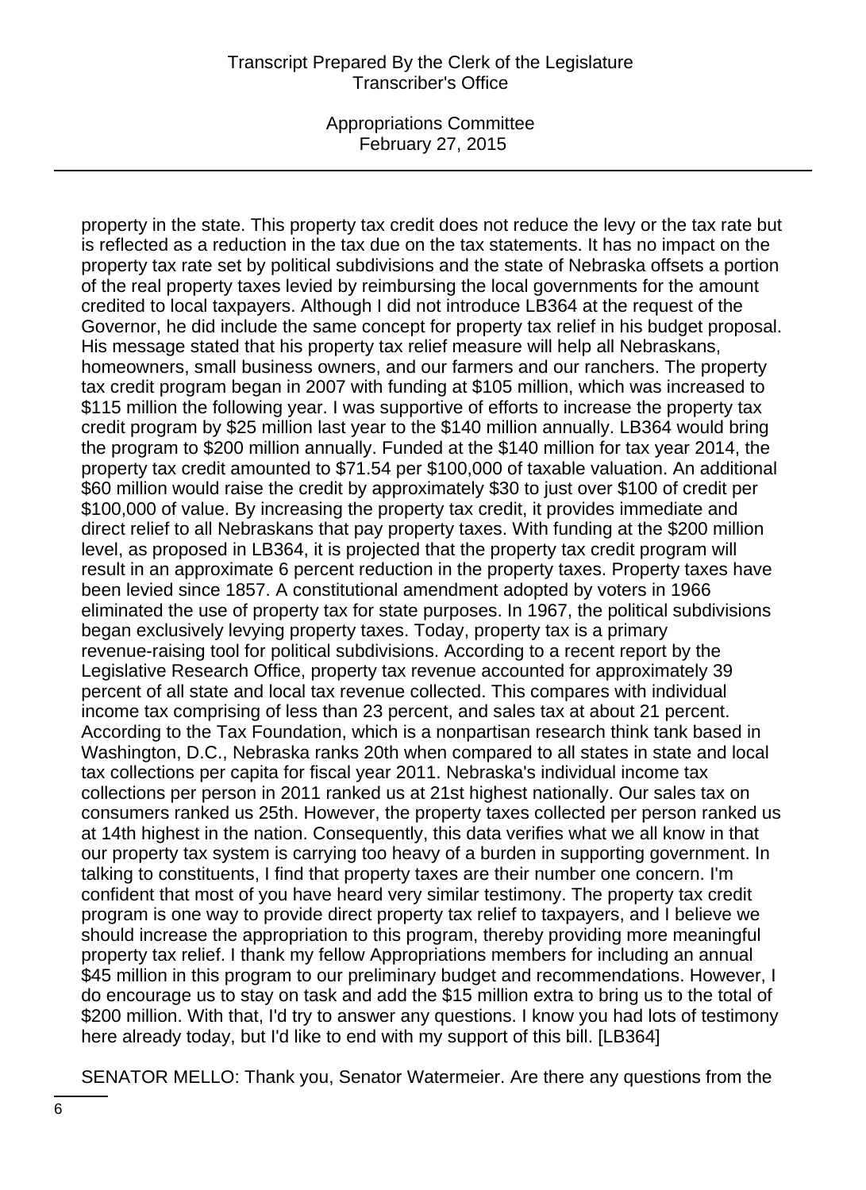property in the state. This property tax credit does not reduce the levy or the tax rate but is reflected as a reduction in the tax due on the tax statements. It has no impact on the property tax rate set by political subdivisions and the state of Nebraska offsets a portion of the real property taxes levied by reimbursing the local governments for the amount credited to local taxpayers. Although I did not introduce LB364 at the request of the Governor, he did include the same concept for property tax relief in his budget proposal. His message stated that his property tax relief measure will help all Nebraskans, homeowners, small business owners, and our farmers and our ranchers. The property tax credit program began in 2007 with funding at $105 million, which was increased to $115 million the following year. I was supportive of efforts to increase the property tax credit program by $25 million last year to the $140 million annually. LB364 would bring the program to $200 million annually. Funded at the $140 million for tax year 2014, the property tax credit amounted to $71.54 per $100,000 of taxable valuation. An additional $60 million would raise the credit by approximately $30 to just over $100 of credit per $100,000 of value. By increasing the property tax credit, it provides immediate and direct relief to all Nebraskans that pay property taxes. With funding at the $200 million level, as proposed in LB364, it is projected that the property tax credit program will result in an approximate 6 percent reduction in the property taxes. Property taxes have been levied since 1857. A constitutional amendment adopted by voters in 1966 eliminated the use of property tax for state purposes. In 1967, the political subdivisions began exclusively levying property taxes. Today, property tax is a primary revenue-raising tool for political subdivisions. According to a recent report by the Legislative Research Office, property tax revenue accounted for approximately 39 percent of all state and local tax revenue collected. This compares with individual income tax comprising of less than 23 percent, and sales tax at about 21 percent. According to the Tax Foundation, which is a nonpartisan research think tank based in Washington, D.C., Nebraska ranks 20th when compared to all states in state and local tax collections per capita for fiscal year 2011. Nebraska's individual income tax collections per person in 2011 ranked us at 21st highest nationally. Our sales tax on consumers ranked us 25th. However, the property taxes collected per person ranked us at 14th highest in the nation. Consequently, this data verifies what we all know in that our property tax system is carrying too heavy of a burden in supporting government. In talking to constituents, I find that property taxes are their number one concern. I'm confident that most of you have heard very similar testimony. The property tax credit program is one way to provide direct property tax relief to taxpayers, and I believe we should increase the appropriation to this program, thereby providing more meaningful property tax relief. I thank my fellow Appropriations members for including an annual $45 million in this program to our preliminary budget and recommendations. However, I do encourage us to stay on task and add the $15 million extra to bring us to the total of $200 million. With that, I'd try to answer any questions. I know you had lots of testimony here already today, but I'd like to end with my support of this bill. [LB364]

SENATOR MELLO: Thank you, Senator Watermeier. Are there any questions from the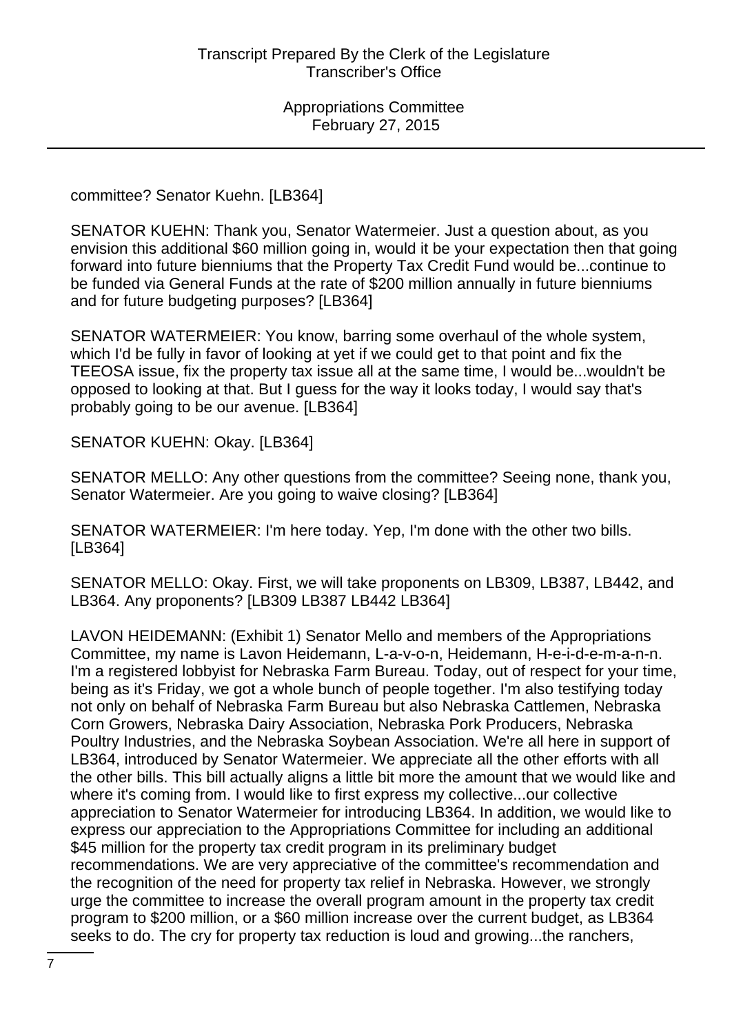committee? Senator Kuehn. [LB364]

SENATOR KUEHN: Thank you, Senator Watermeier. Just a question about, as you envision this additional $60 million going in, would it be your expectation then that going forward into future bienniums that the Property Tax Credit Fund would be...continue to be funded via General Funds at the rate of $200 million annually in future bienniums and for future budgeting purposes? [LB364]

SENATOR WATERMEIER: You know, barring some overhaul of the whole system, which I'd be fully in favor of looking at yet if we could get to that point and fix the TEEOSA issue, fix the property tax issue all at the same time, I would be...wouldn't be opposed to looking at that. But I guess for the way it looks today, I would say that's probably going to be our avenue. [LB364]

SENATOR KUEHN: Okay. [LB364]

SENATOR MELLO: Any other questions from the committee? Seeing none, thank you, Senator Watermeier. Are you going to waive closing? [LB364]

SENATOR WATERMEIER: I'm here today. Yep, I'm done with the other two bills. [LB364]

SENATOR MELLO: Okay. First, we will take proponents on LB309, LB387, LB442, and LB364. Any proponents? [LB309 LB387 LB442 LB364]

LAVON HEIDEMANN: (Exhibit 1) Senator Mello and members of the Appropriations Committee, my name is Lavon Heidemann, L-a-v-o-n, Heidemann, H-e-i-d-e-m-a-n-n. I'm a registered lobbyist for Nebraska Farm Bureau. Today, out of respect for your time, being as it's Friday, we got a whole bunch of people together. I'm also testifying today not only on behalf of Nebraska Farm Bureau but also Nebraska Cattlemen, Nebraska Corn Growers, Nebraska Dairy Association, Nebraska Pork Producers, Nebraska Poultry Industries, and the Nebraska Soybean Association. We're all here in support of LB364, introduced by Senator Watermeier. We appreciate all the other efforts with all the other bills. This bill actually aligns a little bit more the amount that we would like and where it's coming from. I would like to first express my collective...our collective appreciation to Senator Watermeier for introducing LB364. In addition, we would like to express our appreciation to the Appropriations Committee for including an additional $45 million for the property tax credit program in its preliminary budget recommendations. We are very appreciative of the committee's recommendation and the recognition of the need for property tax relief in Nebraska. However, we strongly urge the committee to increase the overall program amount in the property tax credit program to $200 million, or a $60 million increase over the current budget, as LB364 seeks to do. The cry for property tax reduction is loud and growing...the ranchers,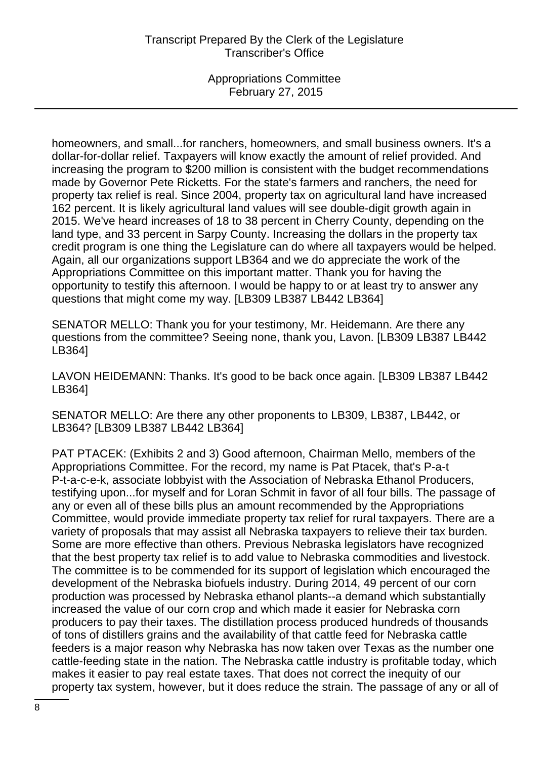homeowners, and small...for ranchers, homeowners, and small business owners. It's a dollar-for-dollar relief. Taxpayers will know exactly the amount of relief provided. And increasing the program to $200 million is consistent with the budget recommendations made by Governor Pete Ricketts. For the state's farmers and ranchers, the need for property tax relief is real. Since 2004, property tax on agricultural land have increased 162 percent. It is likely agricultural land values will see double-digit growth again in 2015. We've heard increases of 18 to 38 percent in Cherry County, depending on the land type, and 33 percent in Sarpy County. Increasing the dollars in the property tax credit program is one thing the Legislature can do where all taxpayers would be helped. Again, all our organizations support LB364 and we do appreciate the work of the Appropriations Committee on this important matter. Thank you for having the opportunity to testify this afternoon. I would be happy to or at least try to answer any questions that might come my way. [LB309 LB387 LB442 LB364]

SENATOR MELLO: Thank you for your testimony, Mr. Heidemann. Are there any questions from the committee? Seeing none, thank you, Lavon. [LB309 LB387 LB442 LB364]

LAVON HEIDEMANN: Thanks. It's good to be back once again. [LB309 LB387 LB442 LB364]

SENATOR MELLO: Are there any other proponents to LB309, LB387, LB442, or LB364? [LB309 LB387 LB442 LB364]

PAT PTACEK: (Exhibits 2 and 3) Good afternoon, Chairman Mello, members of the Appropriations Committee. For the record, my name is Pat Ptacek, that's P-a-t P-t-a-c-e-k, associate lobbyist with the Association of Nebraska Ethanol Producers, testifying upon...for myself and for Loran Schmit in favor of all four bills. The passage of any or even all of these bills plus an amount recommended by the Appropriations Committee, would provide immediate property tax relief for rural taxpayers. There are a variety of proposals that may assist all Nebraska taxpayers to relieve their tax burden. Some are more effective than others. Previous Nebraska legislators have recognized that the best property tax relief is to add value to Nebraska commodities and livestock. The committee is to be commended for its support of legislation which encouraged the development of the Nebraska biofuels industry. During 2014, 49 percent of our corn production was processed by Nebraska ethanol plants--a demand which substantially increased the value of our corn crop and which made it easier for Nebraska corn producers to pay their taxes. The distillation process produced hundreds of thousands of tons of distillers grains and the availability of that cattle feed for Nebraska cattle feeders is a major reason why Nebraska has now taken over Texas as the number one cattle-feeding state in the nation. The Nebraska cattle industry is profitable today, which makes it easier to pay real estate taxes. That does not correct the inequity of our property tax system, however, but it does reduce the strain. The passage of any or all of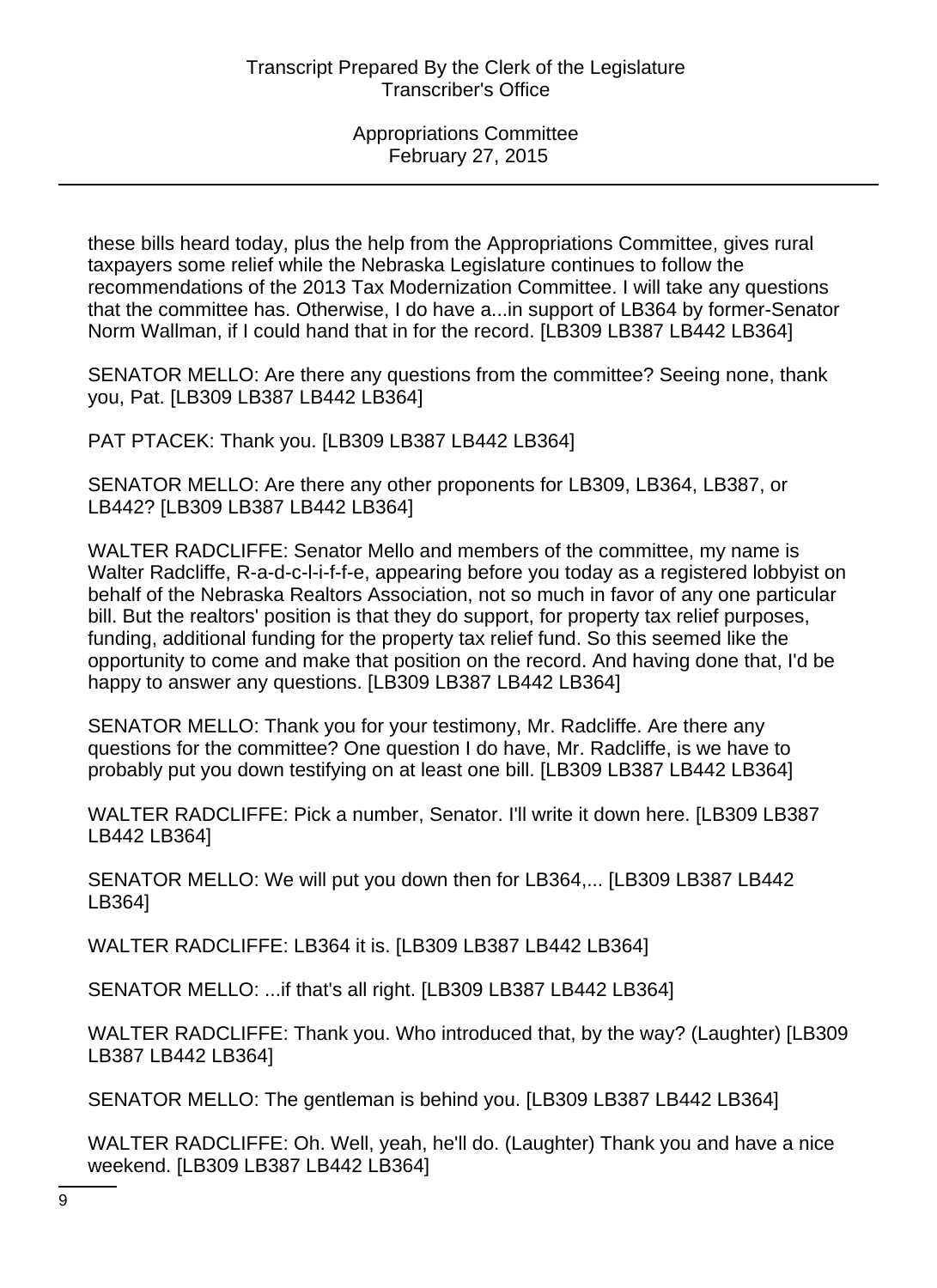these bills heard today, plus the help from the Appropriations Committee, gives rural taxpayers some relief while the Nebraska Legislature continues to follow the recommendations of the 2013 Tax Modernization Committee. I will take any questions that the committee has. Otherwise, I do have a...in support of LB364 by former-Senator Norm Wallman, if I could hand that in for the record. [LB309 LB387 LB442 LB364]

SENATOR MELLO: Are there any questions from the committee? Seeing none, thank you, Pat. [LB309 LB387 LB442 LB364]

PAT PTACEK: Thank you. [LB309 LB387 LB442 LB364]

SENATOR MELLO: Are there any other proponents for LB309, LB364, LB387, or LB442? [LB309 LB387 LB442 LB364]

WALTER RADCLIFFE: Senator Mello and members of the committee, my name is Walter Radcliffe, R-a-d-c-l-i-f-f-e, appearing before you today as a registered lobbyist on behalf of the Nebraska Realtors Association, not so much in favor of any one particular bill. But the realtors' position is that they do support, for property tax relief purposes, funding, additional funding for the property tax relief fund. So this seemed like the opportunity to come and make that position on the record. And having done that, I'd be happy to answer any questions. [LB309 LB387 LB442 LB364]

SENATOR MELLO: Thank you for your testimony, Mr. Radcliffe. Are there any questions for the committee? One question I do have, Mr. Radcliffe, is we have to probably put you down testifying on at least one bill. [LB309 LB387 LB442 LB364]

WALTER RADCLIFFE: Pick a number, Senator. I'll write it down here. [LB309 LB387 LB442 LB364]

SENATOR MELLO: We will put you down then for LB364,... [LB309 LB387 LB442 LB364]

WALTER RADCLIFFE: LB364 it is. [LB309 LB387 LB442 LB364]

SENATOR MELLO: ...if that's all right. [LB309 LB387 LB442 LB364]

WALTER RADCLIFFE: Thank you. Who introduced that, by the way? (Laughter) [LB309 LB387 LB442 LB364]

SENATOR MELLO: The gentleman is behind you. [LB309 LB387 LB442 LB364]

WALTER RADCLIFFE: Oh. Well, yeah, he'll do. (Laughter) Thank you and have a nice weekend. [LB309 LB387 LB442 LB364]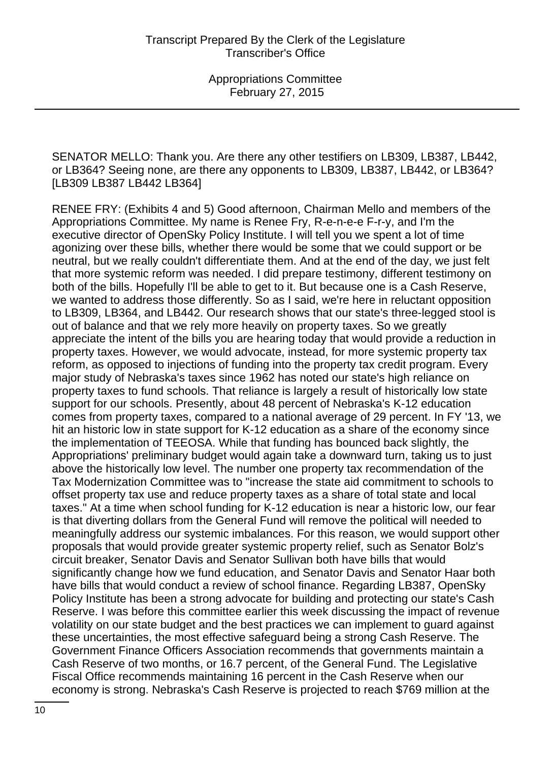SENATOR MELLO: Thank you. Are there any other testifiers on LB309, LB387, LB442, or LB364? Seeing none, are there any opponents to LB309, LB387, LB442, or LB364? [LB309 LB387 LB442 LB364]

RENEE FRY: (Exhibits 4 and 5) Good afternoon, Chairman Mello and members of the Appropriations Committee. My name is Renee Fry, R-e-n-e-e F-r-y, and I'm the executive director of OpenSky Policy Institute. I will tell you we spent a lot of time agonizing over these bills, whether there would be some that we could support or be neutral, but we really couldn't differentiate them. And at the end of the day, we just felt that more systemic reform was needed. I did prepare testimony, different testimony on both of the bills. Hopefully I'll be able to get to it. But because one is a Cash Reserve, we wanted to address those differently. So as I said, we're here in reluctant opposition to LB309, LB364, and LB442. Our research shows that our state's three-legged stool is out of balance and that we rely more heavily on property taxes. So we greatly appreciate the intent of the bills you are hearing today that would provide a reduction in property taxes. However, we would advocate, instead, for more systemic property tax reform, as opposed to injections of funding into the property tax credit program. Every major study of Nebraska's taxes since 1962 has noted our state's high reliance on property taxes to fund schools. That reliance is largely a result of historically low state support for our schools. Presently, about 48 percent of Nebraska's K-12 education comes from property taxes, compared to a national average of 29 percent. In FY '13, we hit an historic low in state support for K-12 education as a share of the economy since the implementation of TEEOSA. While that funding has bounced back slightly, the Appropriations' preliminary budget would again take a downward turn, taking us to just above the historically low level. The number one property tax recommendation of the Tax Modernization Committee was to "increase the state aid commitment to schools to offset property tax use and reduce property taxes as a share of total state and local taxes." At a time when school funding for K-12 education is near a historic low, our fear is that diverting dollars from the General Fund will remove the political will needed to meaningfully address our systemic imbalances. For this reason, we would support other proposals that would provide greater systemic property relief, such as Senator Bolz's circuit breaker, Senator Davis and Senator Sullivan both have bills that would significantly change how we fund education, and Senator Davis and Senator Haar both have bills that would conduct a review of school finance. Regarding LB387, OpenSky Policy Institute has been a strong advocate for building and protecting our state's Cash Reserve. I was before this committee earlier this week discussing the impact of revenue volatility on our state budget and the best practices we can implement to guard against these uncertainties, the most effective safeguard being a strong Cash Reserve. The Government Finance Officers Association recommends that governments maintain a Cash Reserve of two months, or 16.7 percent, of the General Fund. The Legislative Fiscal Office recommends maintaining 16 percent in the Cash Reserve when our economy is strong. Nebraska's Cash Reserve is projected to reach $769 million at the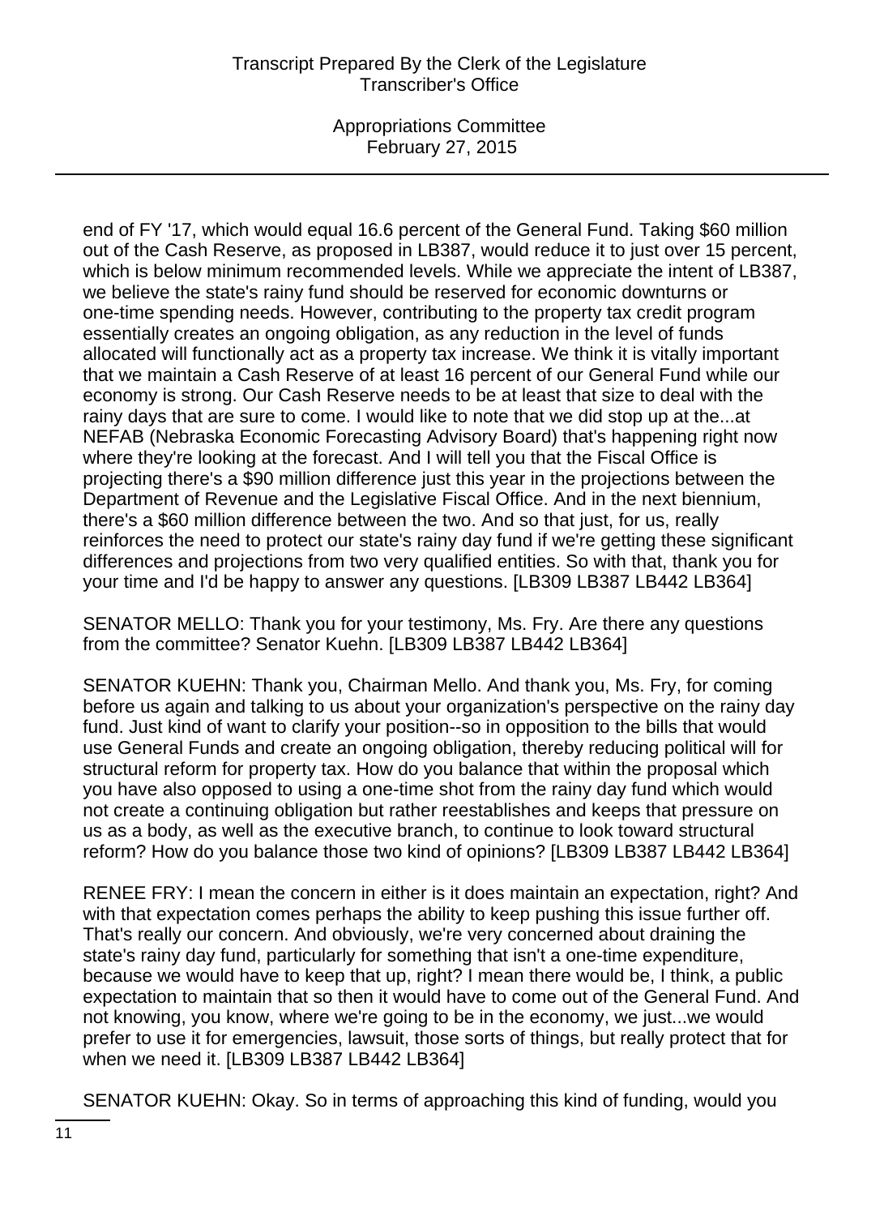end of FY '17, which would equal 16.6 percent of the General Fund. Taking $60 million out of the Cash Reserve, as proposed in LB387, would reduce it to just over 15 percent, which is below minimum recommended levels. While we appreciate the intent of LB387, we believe the state's rainy fund should be reserved for economic downturns or one-time spending needs. However, contributing to the property tax credit program essentially creates an ongoing obligation, as any reduction in the level of funds allocated will functionally act as a property tax increase. We think it is vitally important that we maintain a Cash Reserve of at least 16 percent of our General Fund while our economy is strong. Our Cash Reserve needs to be at least that size to deal with the rainy days that are sure to come. I would like to note that we did stop up at the...at NEFAB (Nebraska Economic Forecasting Advisory Board) that's happening right now where they're looking at the forecast. And I will tell you that the Fiscal Office is projecting there's a $90 million difference just this year in the projections between the Department of Revenue and the Legislative Fiscal Office. And in the next biennium, there's a $60 million difference between the two. And so that just, for us, really reinforces the need to protect our state's rainy day fund if we're getting these significant differences and projections from two very qualified entities. So with that, thank you for your time and I'd be happy to answer any questions. [LB309 LB387 LB442 LB364]

SENATOR MELLO: Thank you for your testimony, Ms. Fry. Are there any questions from the committee? Senator Kuehn. [LB309 LB387 LB442 LB364]

SENATOR KUEHN: Thank you, Chairman Mello. And thank you, Ms. Fry, for coming before us again and talking to us about your organization's perspective on the rainy day fund. Just kind of want to clarify your position--so in opposition to the bills that would use General Funds and create an ongoing obligation, thereby reducing political will for structural reform for property tax. How do you balance that within the proposal which you have also opposed to using a one-time shot from the rainy day fund which would not create a continuing obligation but rather reestablishes and keeps that pressure on us as a body, as well as the executive branch, to continue to look toward structural reform? How do you balance those two kind of opinions? [LB309 LB387 LB442 LB364]

RENEE FRY: I mean the concern in either is it does maintain an expectation, right? And with that expectation comes perhaps the ability to keep pushing this issue further off. That's really our concern. And obviously, we're very concerned about draining the state's rainy day fund, particularly for something that isn't a one-time expenditure, because we would have to keep that up, right? I mean there would be, I think, a public expectation to maintain that so then it would have to come out of the General Fund. And not knowing, you know, where we're going to be in the economy, we just...we would prefer to use it for emergencies, lawsuit, those sorts of things, but really protect that for when we need it. [LB309 LB387 LB442 LB364]

SENATOR KUEHN: Okay. So in terms of approaching this kind of funding, would you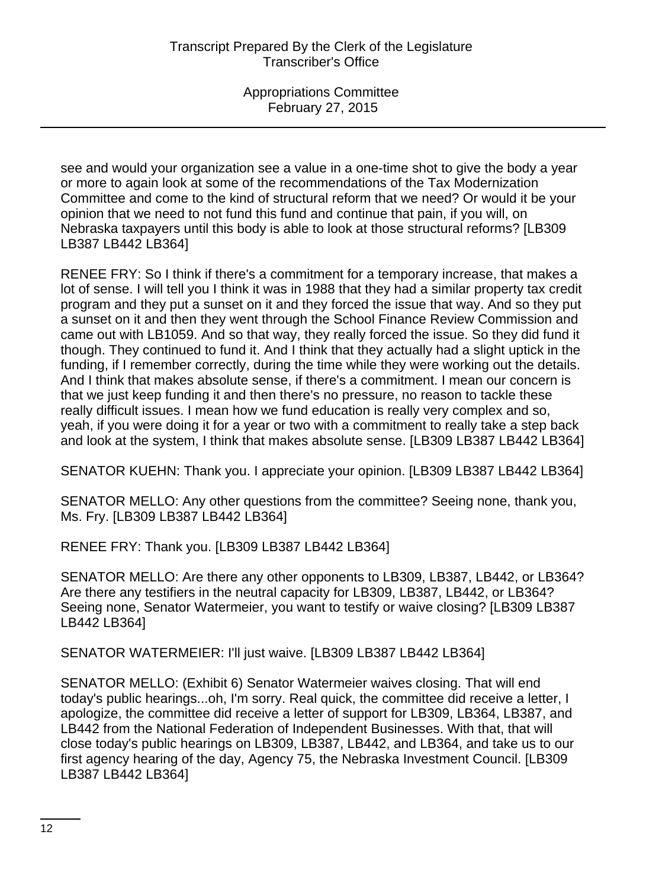see and would your organization see a value in a one-time shot to give the body a year or more to again look at some of the recommendations of the Tax Modernization Committee and come to the kind of structural reform that we need? Or would it be your opinion that we need to not fund this fund and continue that pain, if you will, on Nebraska taxpayers until this body is able to look at those structural reforms? [LB309 LB387 LB442 LB364]

RENEE FRY: So I think if there's a commitment for a temporary increase, that makes a lot of sense. I will tell you I think it was in 1988 that they had a similar property tax credit program and they put a sunset on it and they forced the issue that way. And so they put a sunset on it and then they went through the School Finance Review Commission and came out with LB1059. And so that way, they really forced the issue. So they did fund it though. They continued to fund it. And I think that they actually had a slight uptick in the funding, if I remember correctly, during the time while they were working out the details. And I think that makes absolute sense, if there's a commitment. I mean our concern is that we just keep funding it and then there's no pressure, no reason to tackle these really difficult issues. I mean how we fund education is really very complex and so, yeah, if you were doing it for a year or two with a commitment to really take a step back and look at the system, I think that makes absolute sense. [LB309 LB387 LB442 LB364]

SENATOR KUEHN: Thank you. I appreciate your opinion. [LB309 LB387 LB442 LB364]

SENATOR MELLO: Any other questions from the committee? Seeing none, thank you, Ms. Fry. [LB309 LB387 LB442 LB364]

RENEE FRY: Thank you. [LB309 LB387 LB442 LB364]

SENATOR MELLO: Are there any other opponents to LB309, LB387, LB442, or LB364? Are there any testifiers in the neutral capacity for LB309, LB387, LB442, or LB364? Seeing none, Senator Watermeier, you want to testify or waive closing? [LB309 LB387 LB442 LB364]

SENATOR WATERMEIER: I'll just waive. [LB309 LB387 LB442 LB364]

SENATOR MELLO: (Exhibit 6) Senator Watermeier waives closing. That will end today's public hearings...oh, I'm sorry. Real quick, the committee did receive a letter, I apologize, the committee did receive a letter of support for LB309, LB364, LB387, and LB442 from the National Federation of Independent Businesses. With that, that will close today's public hearings on LB309, LB387, LB442, and LB364, and take us to our first agency hearing of the day, Agency 75, the Nebraska Investment Council. [LB309 LB387 LB442 LB364]